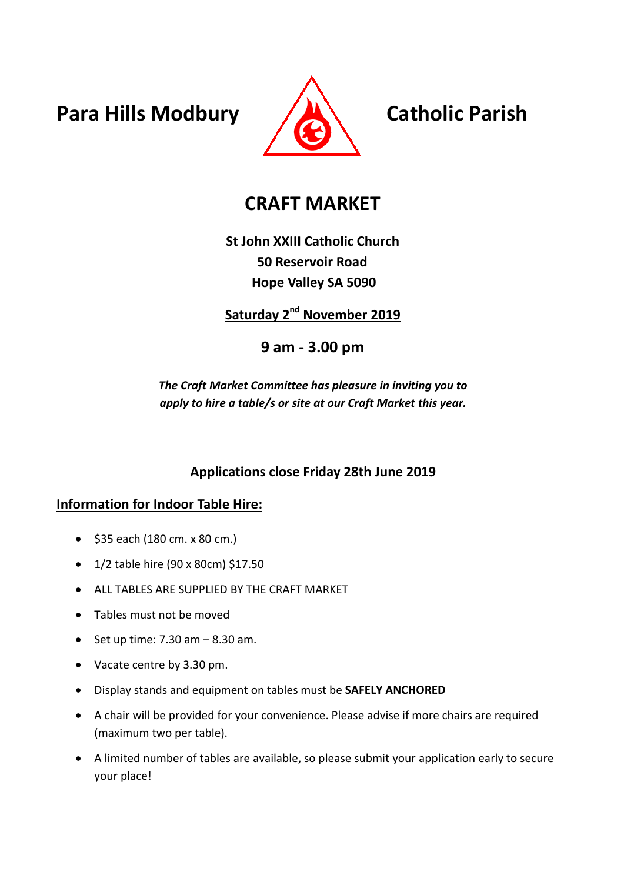# Para Hills Modbury Catholic Parish

## CRAFT MARKET

**St John XXIII Catholic Church**
**50 Reservoir Road**
**Hope Valley SA 5090**

**Saturday 2nd November 2019**

**9 am - 3.00 pm**

***The Craft Market Committee has pleasure in inviting you to apply to hire a table/s or site at our Craft Market this year.***

**Applications close Friday 28th June 2019**

### Information for Indoor Table Hire:

- $35 each (180 cm. x 80 cm.)
- 1/2 table hire (90 x 80cm) $17.50
- ALL TABLES ARE SUPPLIED BY THE CRAFT MARKET
- Tables must not be moved
- Set up time: 7.30 am – 8.30 am.
- Vacate centre by 3.30 pm.
- Display stands and equipment on tables must be **SAFELY ANCHORED**
- A chair will be provided for your convenience. Please advise if more chairs are required (maximum two per table).
- A limited number of tables are available, so please submit your application early to secure your place!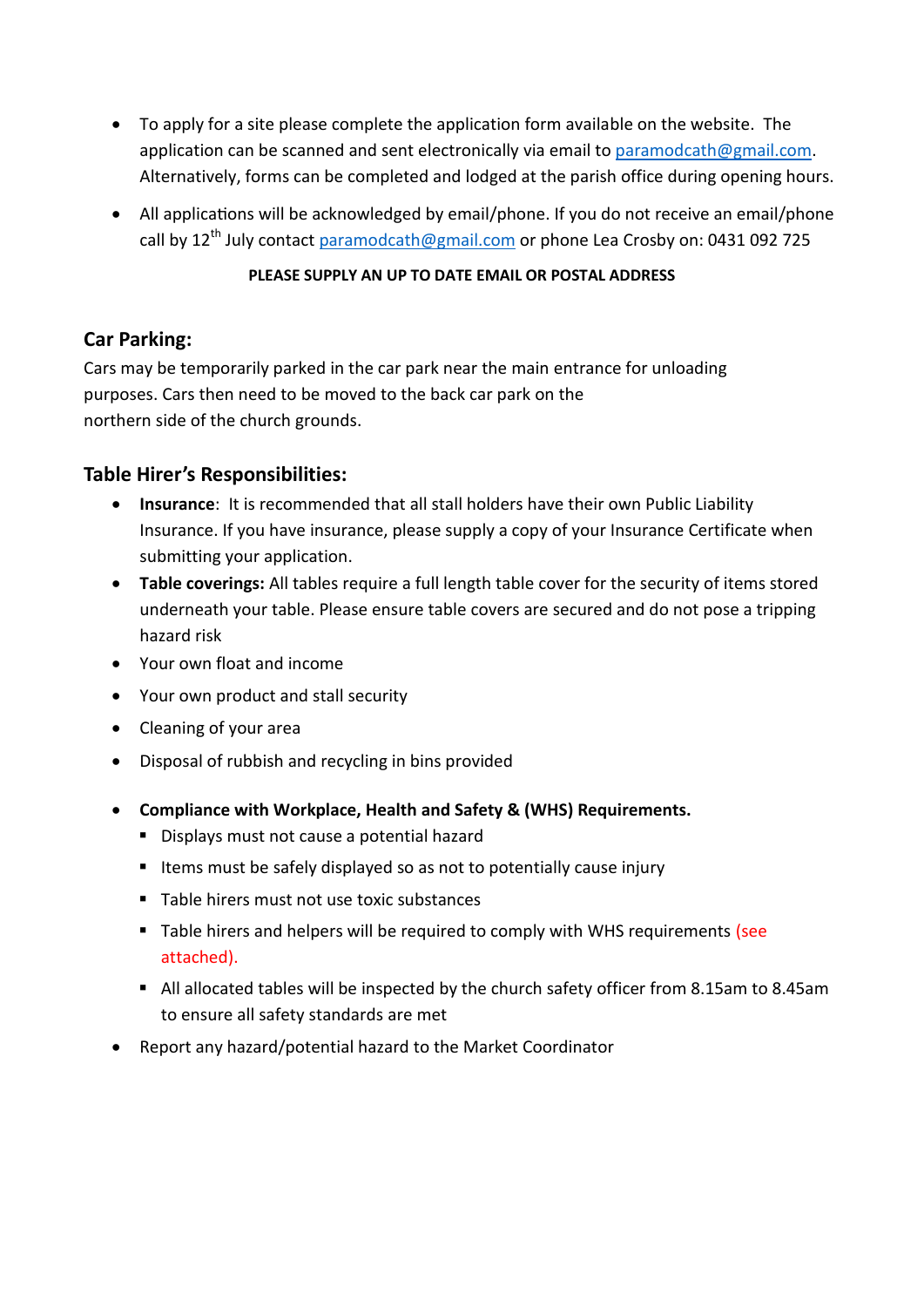- To apply for a site please complete the application form available on the website. The application can be scanned and sent electronically via email to paramodcath@gmail.com. Alternatively, forms can be completed and lodged at the parish office during opening hours.
- All applications will be acknowledged by email/phone. If you do not receive an email/phone call by 12th July contact paramodcath@gmail.com or phone Lea Crosby on: 0431 092 725

**PLEASE SUPPLY AN UP TO DATE EMAIL OR POSTAL ADDRESS**

## Car Parking:

Cars may be temporarily parked in the car park near the main entrance for unloading purposes. Cars then need to be moved to the back car park on the northern side of the church grounds.

## Table Hirer's Responsibilities:

- **Insurance**: It is recommended that all stall holders have their own Public Liability Insurance. If you have insurance, please supply a copy of your Insurance Certificate when submitting your application.
- **Table coverings:** All tables require a full length table cover for the security of items stored underneath your table. Please ensure table covers are secured and do not pose a tripping hazard risk
- Your own float and income
- Your own product and stall security
- Cleaning of your area
- Disposal of rubbish and recycling in bins provided
- **Compliance with Workplace, Health and Safety & (WHS) Requirements.**
  - Displays must not cause a potential hazard
  - Items must be safely displayed so as not to potentially cause injury
  - Table hirers must not use toxic substances
  - Table hirers and helpers will be required to comply with WHS requirements (see attached).
  - All allocated tables will be inspected by the church safety officer from 8.15am to 8.45am to ensure all safety standards are met
- Report any hazard/potential hazard to the Market Coordinator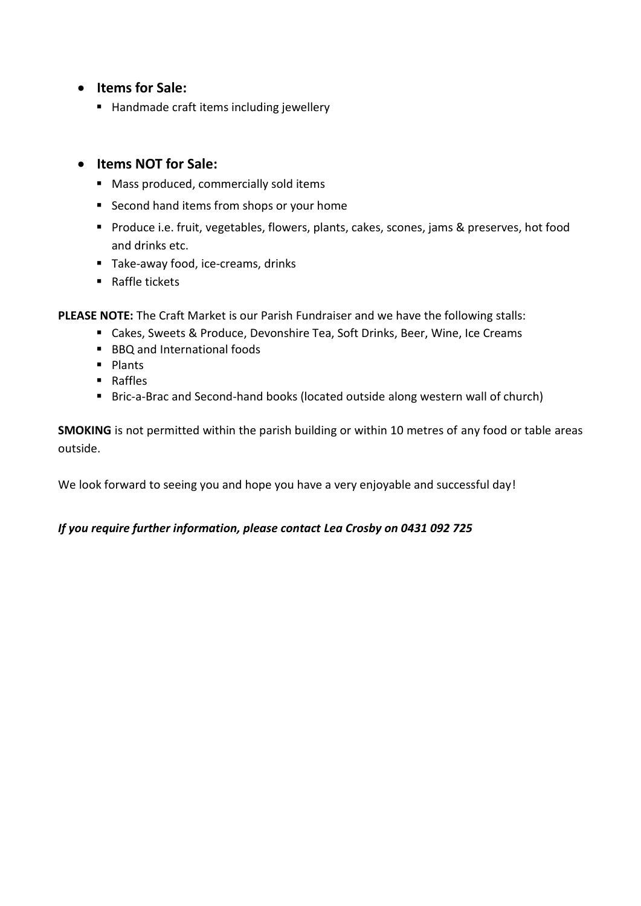- **Items for Sale:**
  - Handmade craft items including jewellery

- **Items NOT for Sale:**
  - Mass produced, commercially sold items
  - Second hand items from shops or your home
  - Produce i.e. fruit, vegetables, flowers, plants, cakes, scones, jams & preserves, hot food and drinks etc.
  - Take-away food, ice-creams, drinks
  - Raffle tickets

**PLEASE NOTE:** The Craft Market is our Parish Fundraiser and we have the following stalls:

- Cakes, Sweets & Produce, Devonshire Tea, Soft Drinks, Beer, Wine, Ice Creams
- BBQ and International foods
- Plants
- Raffles
- Bric-a-Brac and Second-hand books (located outside along western wall of church)

**SMOKING** is not permitted within the parish building or within 10 metres of any food or table areas outside.

We look forward to seeing you and hope you have a very enjoyable and successful day!

***If you require further information, please contact Lea Crosby on 0431 092 725***